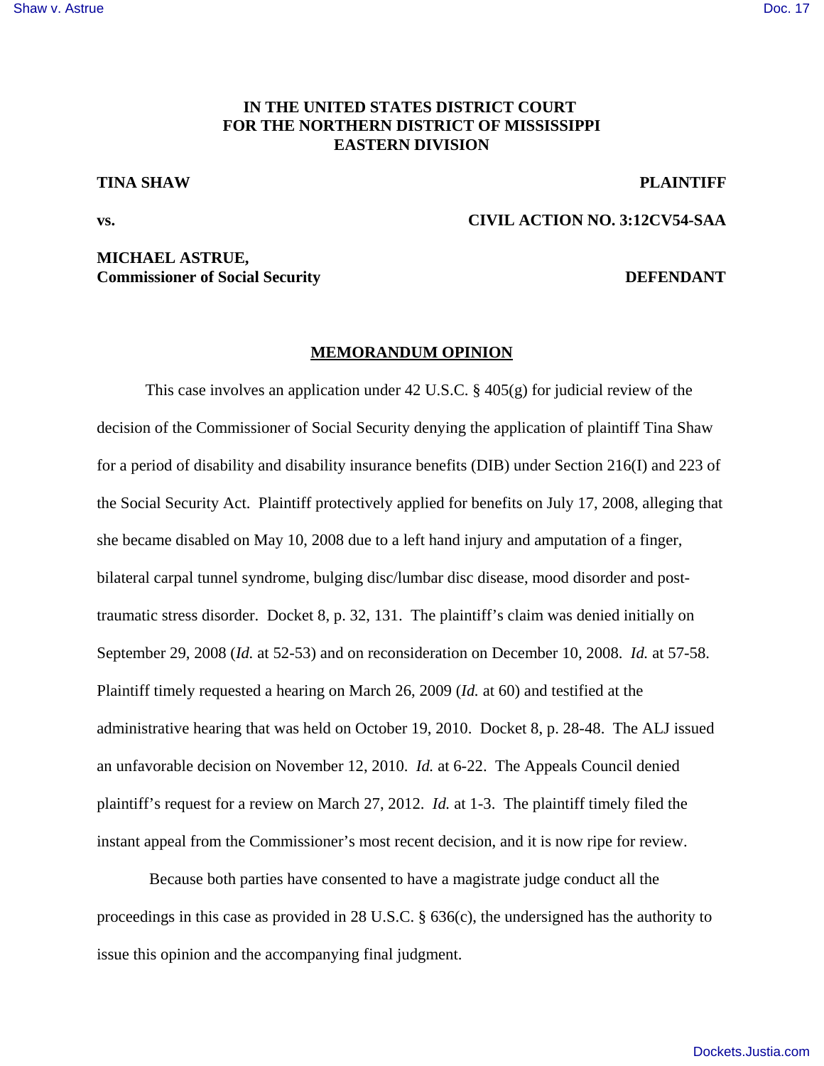**IN THE UNITED STATES DISTRICT COURT**
**FOR THE NORTHERN DISTRICT OF MISSISSIPPI**
**EASTERN DIVISION**

**TINA SHAW** **PLAINTIFF**

**vs.** **CIVIL ACTION NO. 3:12CV54-SAA**

**MICHAEL ASTRUE,**
**Commissioner of Social Security** **DEFENDANT**

## MEMORANDUM OPINION

This case involves an application under 42 U.S.C. § 405(g) for judicial review of the decision of the Commissioner of Social Security denying the application of plaintiff Tina Shaw for a period of disability and disability insurance benefits (DIB) under Section 216(I) and 223 of the Social Security Act. Plaintiff protectively applied for benefits on July 17, 2008, alleging that she became disabled on May 10, 2008 due to a left hand injury and amputation of a finger, bilateral carpal tunnel syndrome, bulging disc/lumbar disc disease, mood disorder and post-traumatic stress disorder. Docket 8, p. 32, 131. The plaintiff's claim was denied initially on September 29, 2008 (*Id.* at 52-53) and on reconsideration on December 10, 2008. *Id.* at 57-58. Plaintiff timely requested a hearing on March 26, 2009 (*Id.* at 60) and testified at the administrative hearing that was held on October 19, 2010. Docket 8, p. 28-48. The ALJ issued an unfavorable decision on November 12, 2010. *Id.* at 6-22. The Appeals Council denied plaintiff's request for a review on March 27, 2012. *Id.* at 1-3. The plaintiff timely filed the instant appeal from the Commissioner's most recent decision, and it is now ripe for review.

Because both parties have consented to have a magistrate judge conduct all the proceedings in this case as provided in 28 U.S.C. § 636(c), the undersigned has the authority to issue this opinion and the accompanying final judgment.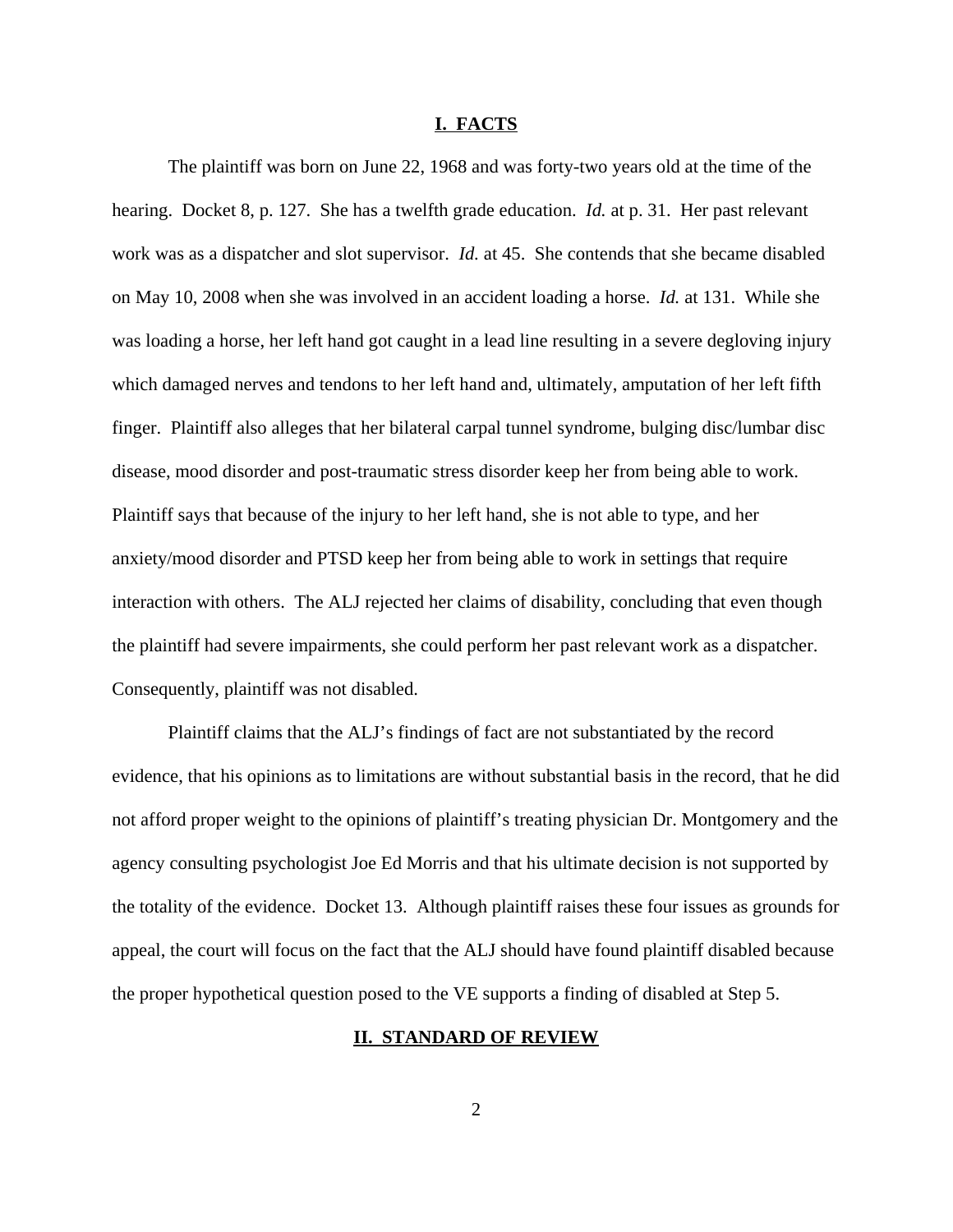## I. FACTS

The plaintiff was born on June 22, 1968 and was forty-two years old at the time of the hearing. Docket 8, p. 127. She has a twelfth grade education. *Id.* at p. 31. Her past relevant work was as a dispatcher and slot supervisor. *Id.* at 45. She contends that she became disabled on May 10, 2008 when she was involved in an accident loading a horse. *Id.* at 131. While she was loading a horse, her left hand got caught in a lead line resulting in a severe degloving injury which damaged nerves and tendons to her left hand and, ultimately, amputation of her left fifth finger. Plaintiff also alleges that her bilateral carpal tunnel syndrome, bulging disc/lumbar disc disease, mood disorder and post-traumatic stress disorder keep her from being able to work. Plaintiff says that because of the injury to her left hand, she is not able to type, and her anxiety/mood disorder and PTSD keep her from being able to work in settings that require interaction with others. The ALJ rejected her claims of disability, concluding that even though the plaintiff had severe impairments, she could perform her past relevant work as a dispatcher. Consequently, plaintiff was not disabled.

Plaintiff claims that the ALJ's findings of fact are not substantiated by the record evidence, that his opinions as to limitations are without substantial basis in the record, that he did not afford proper weight to the opinions of plaintiff's treating physician Dr. Montgomery and the agency consulting psychologist Joe Ed Morris and that his ultimate decision is not supported by the totality of the evidence. Docket 13. Although plaintiff raises these four issues as grounds for appeal, the court will focus on the fact that the ALJ should have found plaintiff disabled because the proper hypothetical question posed to the VE supports a finding of disabled at Step 5.

## II. STANDARD OF REVIEW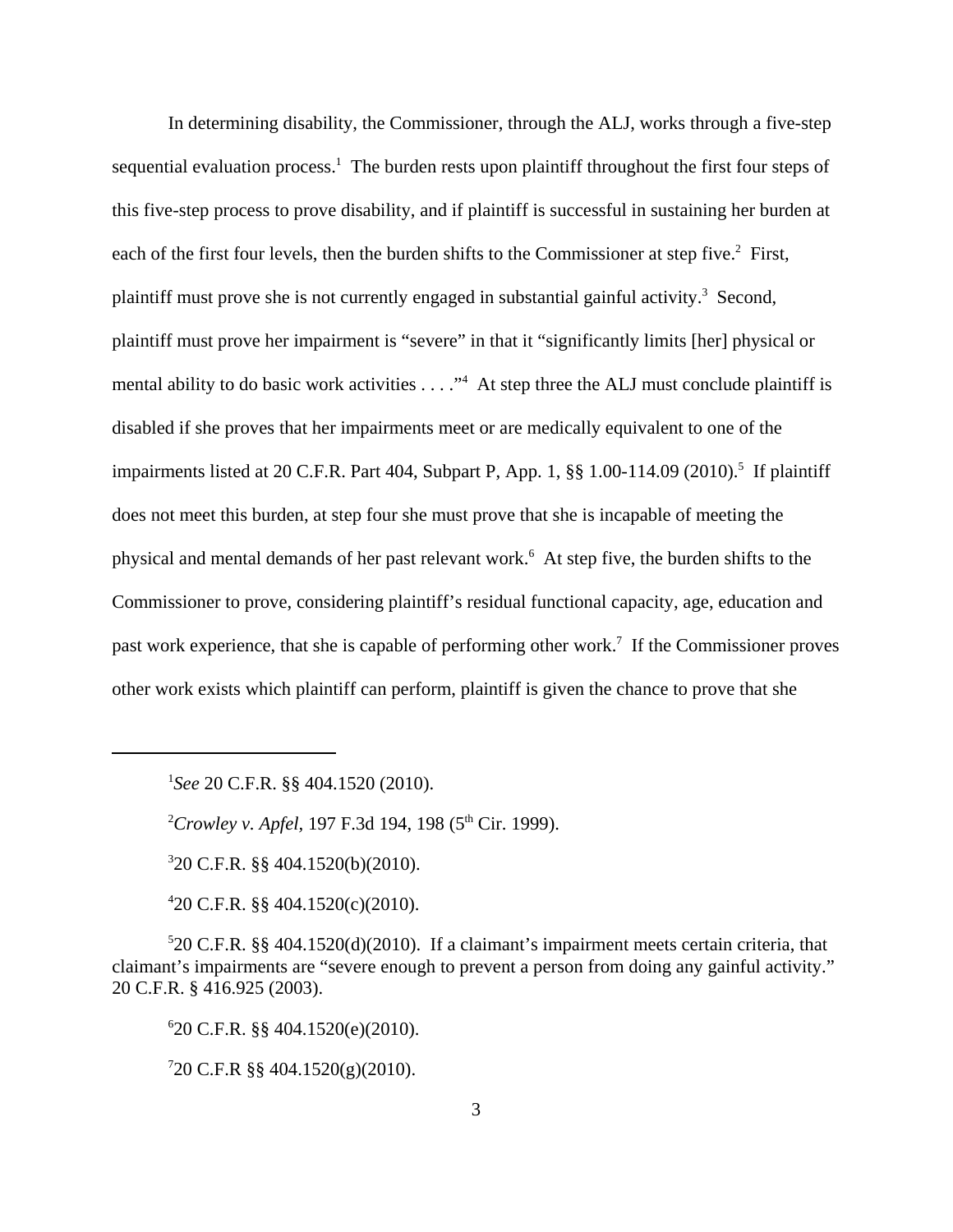In determining disability, the Commissioner, through the ALJ, works through a five-step sequential evaluation process.[1] The burden rests upon plaintiff throughout the first four steps of this five-step process to prove disability, and if plaintiff is successful in sustaining her burden at each of the first four levels, then the burden shifts to the Commissioner at step five.[2] First, plaintiff must prove she is not currently engaged in substantial gainful activity.[3] Second, plaintiff must prove her impairment is "severe" in that it "significantly limits [her] physical or mental ability to do basic work activities . . . ."[4] At step three the ALJ must conclude plaintiff is disabled if she proves that her impairments meet or are medically equivalent to one of the impairments listed at 20 C.F.R. Part 404, Subpart P, App. 1, §§ 1.00-114.09 (2010).[5] If plaintiff does not meet this burden, at step four she must prove that she is incapable of meeting the physical and mental demands of her past relevant work.[6] At step five, the burden shifts to the Commissioner to prove, considering plaintiff's residual functional capacity, age, education and past work experience, that she is capable of performing other work.[7] If the Commissioner proves other work exists which plaintiff can perform, plaintiff is given the chance to prove that she

---

[1]*See* 20 C.F.R. §§ 404.1520 (2010).

[2]*Crowley v. Apfel*, 197 F.3d 194, 198 (5th Cir. 1999).

[3]20 C.F.R. §§ 404.1520(b)(2010).

[4]20 C.F.R. §§ 404.1520(c)(2010).

[5]20 C.F.R. §§ 404.1520(d)(2010). If a claimant's impairment meets certain criteria, that claimant's impairments are "severe enough to prevent a person from doing any gainful activity." 20 C.F.R. § 416.925 (2003).

[6]20 C.F.R. §§ 404.1520(e)(2010).

[7]20 C.F.R §§ 404.1520(g)(2010).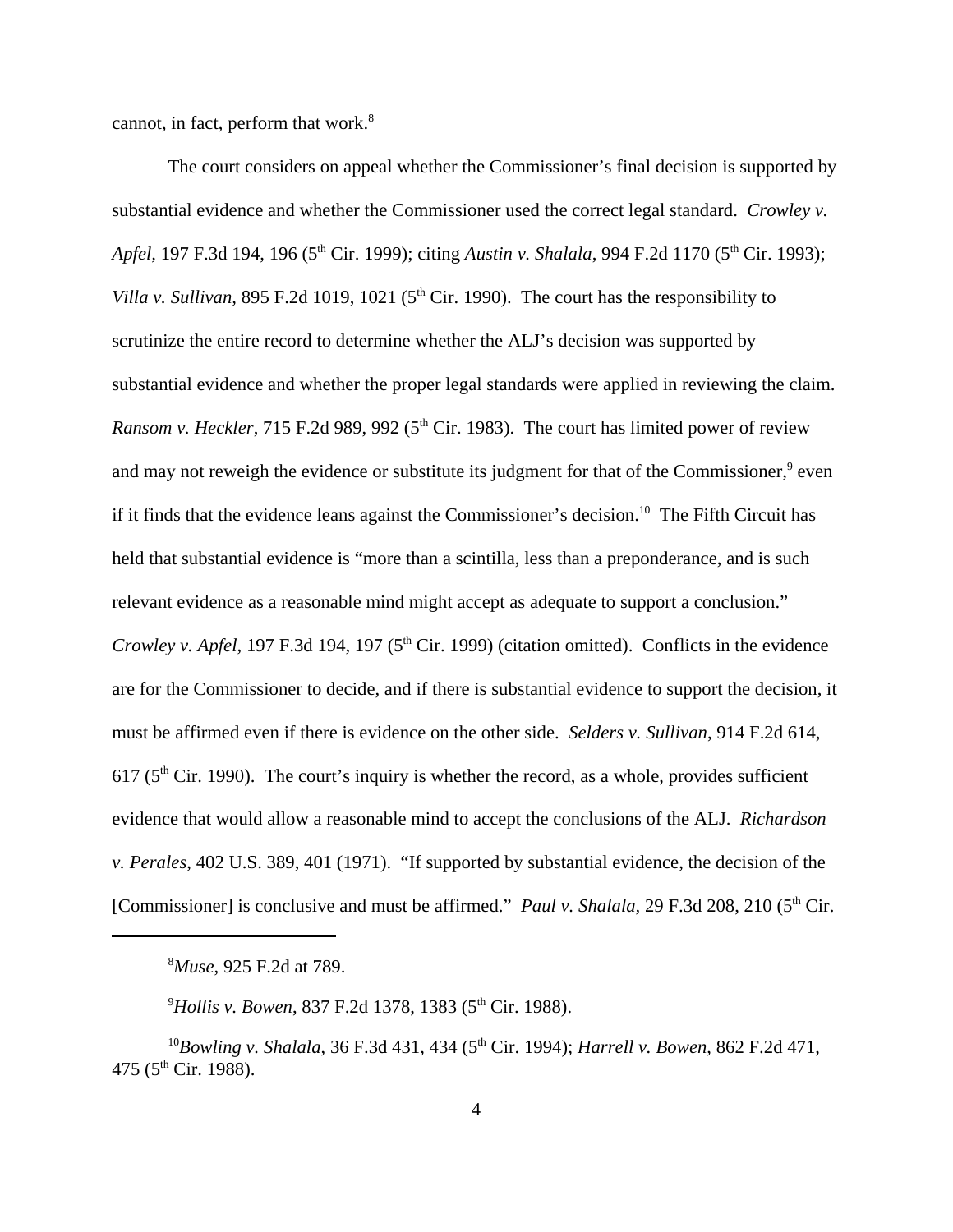cannot, in fact, perform that work.[8]

The court considers on appeal whether the Commissioner's final decision is supported by substantial evidence and whether the Commissioner used the correct legal standard. *Crowley v. Apfel*, 197 F.3d 194, 196 (5th Cir. 1999); citing *Austin v. Shalala*, 994 F.2d 1170 (5th Cir. 1993); *Villa v. Sullivan,* 895 F.2d 1019, 1021 (5th Cir. 1990). The court has the responsibility to scrutinize the entire record to determine whether the ALJ's decision was supported by substantial evidence and whether the proper legal standards were applied in reviewing the claim. *Ransom v. Heckler*, 715 F.2d 989, 992 (5th Cir. 1983). The court has limited power of review and may not reweigh the evidence or substitute its judgment for that of the Commissioner,[9] even if it finds that the evidence leans against the Commissioner's decision.[10] The Fifth Circuit has held that substantial evidence is "more than a scintilla, less than a preponderance, and is such relevant evidence as a reasonable mind might accept as adequate to support a conclusion." *Crowley v. Apfel*, 197 F.3d 194, 197 (5th Cir. 1999) (citation omitted). Conflicts in the evidence are for the Commissioner to decide, and if there is substantial evidence to support the decision, it must be affirmed even if there is evidence on the other side. *Selders v. Sullivan*, 914 F.2d 614, 617 (5th Cir. 1990). The court's inquiry is whether the record, as a whole, provides sufficient evidence that would allow a reasonable mind to accept the conclusions of the ALJ. *Richardson v. Perales*, 402 U.S. 389, 401 (1971). "If supported by substantial evidence, the decision of the [Commissioner] is conclusive and must be affirmed." *Paul v. Shalala,* 29 F.3d 208, 210 (5th Cir.

---

[8] *Muse*, 925 F.2d at 789.

[9] *Hollis v. Bowen*, 837 F.2d 1378, 1383 (5th Cir. 1988).

[10] *Bowling v. Shalala*, 36 F.3d 431, 434 (5th Cir. 1994); *Harrell v. Bowen*, 862 F.2d 471, 475 (5th Cir. 1988).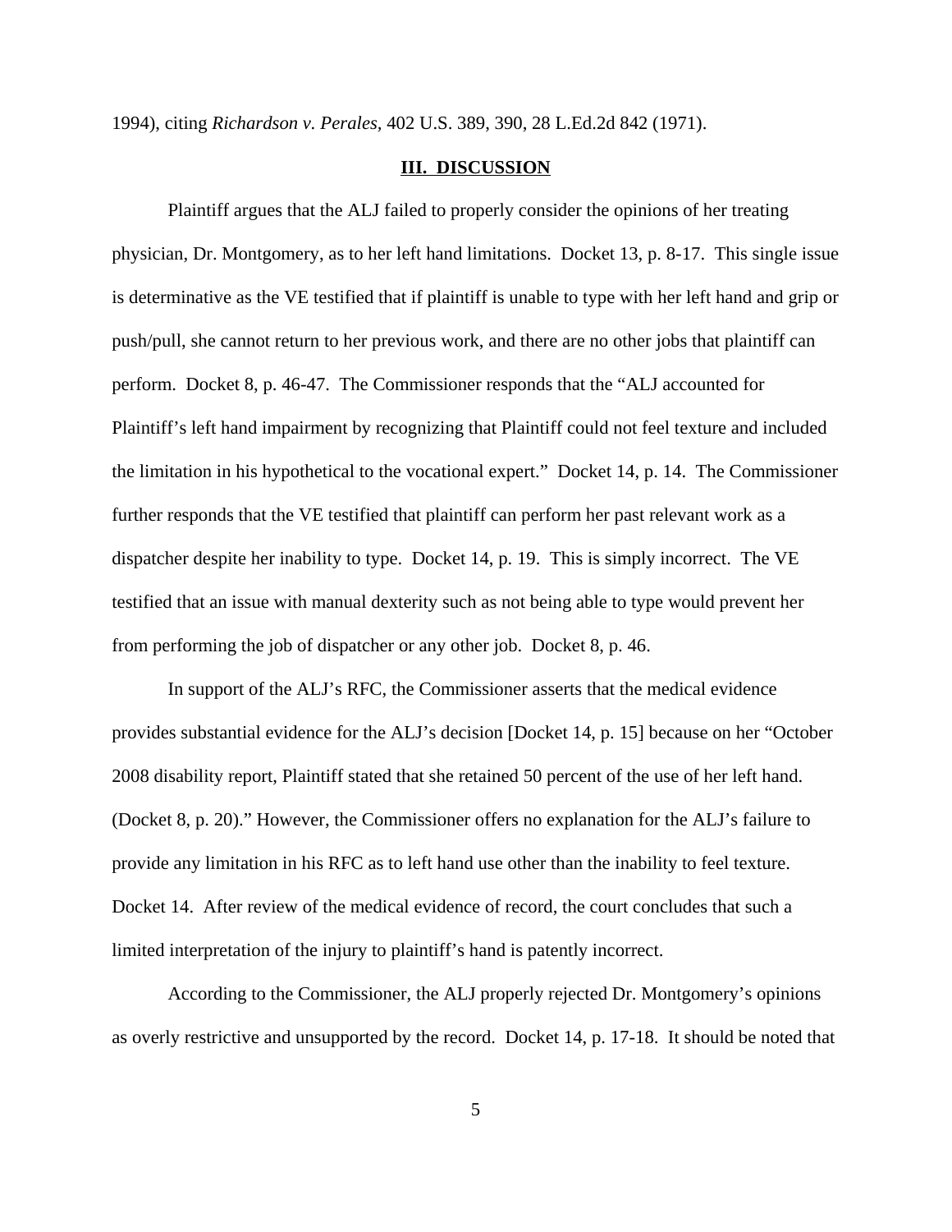1994), citing *Richardson v. Perales,* 402 U.S. 389, 390, 28 L.Ed.2d 842 (1971).

## III. DISCUSSION

Plaintiff argues that the ALJ failed to properly consider the opinions of her treating physician, Dr. Montgomery, as to her left hand limitations. Docket 13, p. 8-17. This single issue is determinative as the VE testified that if plaintiff is unable to type with her left hand and grip or push/pull, she cannot return to her previous work, and there are no other jobs that plaintiff can perform. Docket 8, p. 46-47. The Commissioner responds that the "ALJ accounted for Plaintiff's left hand impairment by recognizing that Plaintiff could not feel texture and included the limitation in his hypothetical to the vocational expert." Docket 14, p. 14. The Commissioner further responds that the VE testified that plaintiff can perform her past relevant work as a dispatcher despite her inability to type. Docket 14, p. 19. This is simply incorrect. The VE testified that an issue with manual dexterity such as not being able to type would prevent her from performing the job of dispatcher or any other job. Docket 8, p. 46.

In support of the ALJ's RFC, the Commissioner asserts that the medical evidence provides substantial evidence for the ALJ's decision [Docket 14, p. 15] because on her "October 2008 disability report, Plaintiff stated that she retained 50 percent of the use of her left hand. (Docket 8, p. 20)." However, the Commissioner offers no explanation for the ALJ's failure to provide any limitation in his RFC as to left hand use other than the inability to feel texture. Docket 14. After review of the medical evidence of record, the court concludes that such a limited interpretation of the injury to plaintiff's hand is patently incorrect.

According to the Commissioner, the ALJ properly rejected Dr. Montgomery's opinions as overly restrictive and unsupported by the record. Docket 14, p. 17-18. It should be noted that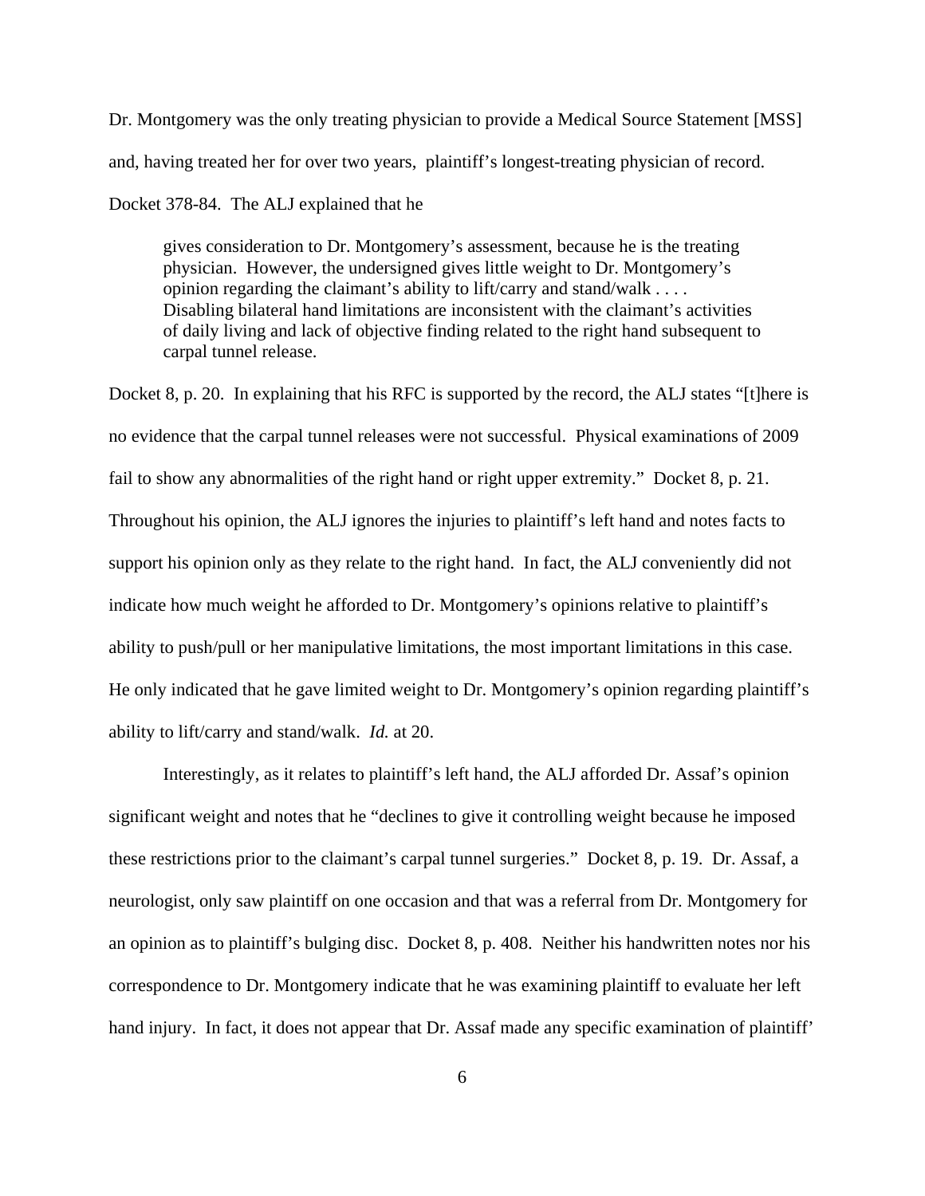Dr. Montgomery was the only treating physician to provide a Medical Source Statement [MSS] and, having treated her for over two years, plaintiff's longest-treating physician of record. Docket 378-84. The ALJ explained that he

> gives consideration to Dr. Montgomery's assessment, because he is the treating physician. However, the undersigned gives little weight to Dr. Montgomery's opinion regarding the claimant's ability to lift/carry and stand/walk . . . . Disabling bilateral hand limitations are inconsistent with the claimant's activities of daily living and lack of objective finding related to the right hand subsequent to carpal tunnel release.

Docket 8, p. 20. In explaining that his RFC is supported by the record, the ALJ states "[t]here is no evidence that the carpal tunnel releases were not successful. Physical examinations of 2009 fail to show any abnormalities of the right hand or right upper extremity." Docket 8, p. 21. Throughout his opinion, the ALJ ignores the injuries to plaintiff's left hand and notes facts to support his opinion only as they relate to the right hand. In fact, the ALJ conveniently did not indicate how much weight he afforded to Dr. Montgomery's opinions relative to plaintiff's ability to push/pull or her manipulative limitations, the most important limitations in this case. He only indicated that he gave limited weight to Dr. Montgomery's opinion regarding plaintiff's ability to lift/carry and stand/walk. *Id.* at 20.

Interestingly, as it relates to plaintiff's left hand, the ALJ afforded Dr. Assaf's opinion significant weight and notes that he "declines to give it controlling weight because he imposed these restrictions prior to the claimant's carpal tunnel surgeries." Docket 8, p. 19. Dr. Assaf, a neurologist, only saw plaintiff on one occasion and that was a referral from Dr. Montgomery for an opinion as to plaintiff's bulging disc. Docket 8, p. 408. Neither his handwritten notes nor his correspondence to Dr. Montgomery indicate that he was examining plaintiff to evaluate her left hand injury. In fact, it does not appear that Dr. Assaf made any specific examination of plaintiff'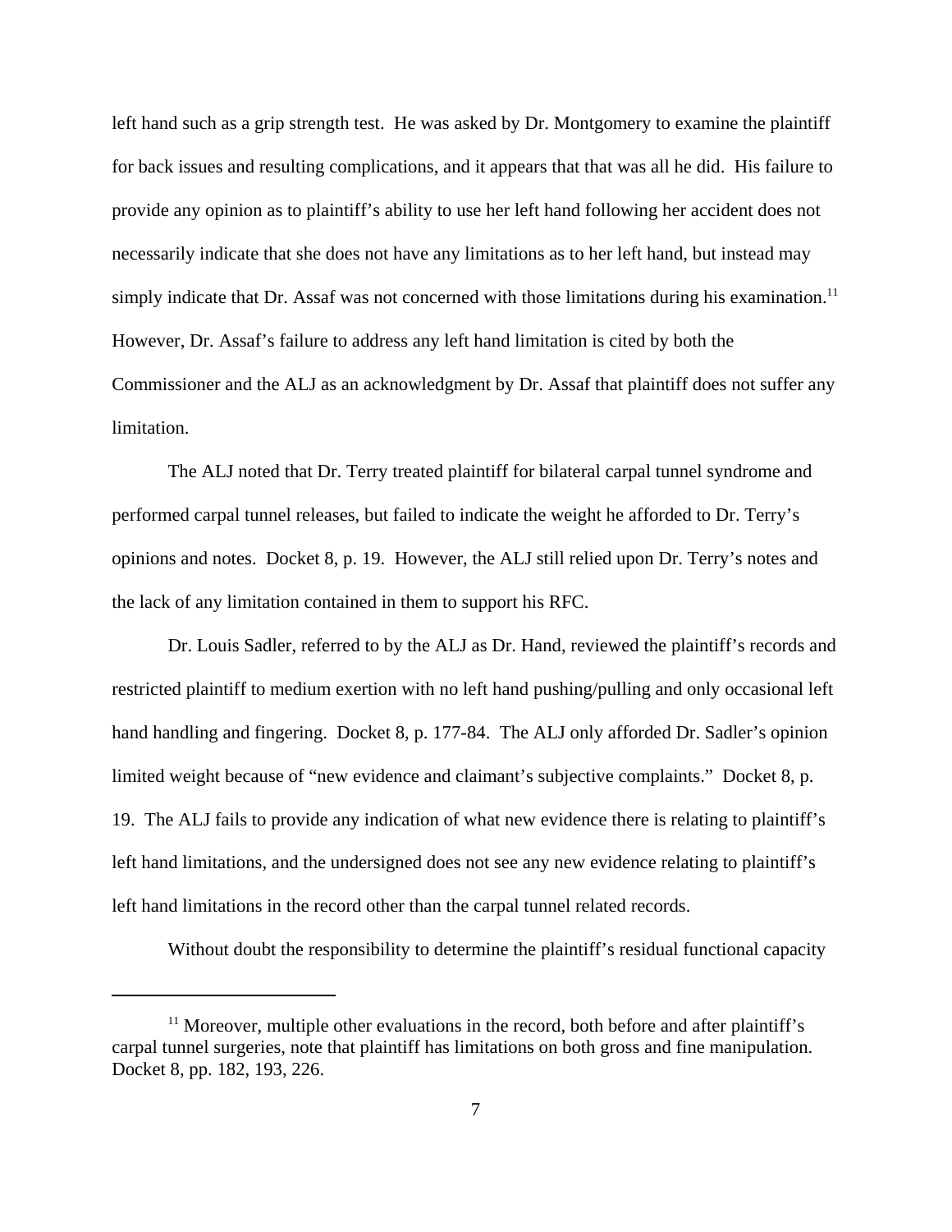left hand such as a grip strength test. He was asked by Dr. Montgomery to examine the plaintiff for back issues and resulting complications, and it appears that that was all he did. His failure to provide any opinion as to plaintiff's ability to use her left hand following her accident does not necessarily indicate that she does not have any limitations as to her left hand, but instead may simply indicate that Dr. Assaf was not concerned with those limitations during his examination.[11] However, Dr. Assaf's failure to address any left hand limitation is cited by both the Commissioner and the ALJ as an acknowledgment by Dr. Assaf that plaintiff does not suffer any limitation.

The ALJ noted that Dr. Terry treated plaintiff for bilateral carpal tunnel syndrome and performed carpal tunnel releases, but failed to indicate the weight he afforded to Dr. Terry's opinions and notes. Docket 8, p. 19. However, the ALJ still relied upon Dr. Terry's notes and the lack of any limitation contained in them to support his RFC.

Dr. Louis Sadler, referred to by the ALJ as Dr. Hand, reviewed the plaintiff's records and restricted plaintiff to medium exertion with no left hand pushing/pulling and only occasional left hand handling and fingering. Docket 8, p. 177-84. The ALJ only afforded Dr. Sadler's opinion limited weight because of "new evidence and claimant's subjective complaints." Docket 8, p. 19. The ALJ fails to provide any indication of what new evidence there is relating to plaintiff's left hand limitations, and the undersigned does not see any new evidence relating to plaintiff's left hand limitations in the record other than the carpal tunnel related records.

Without doubt the responsibility to determine the plaintiff's residual functional capacity

---

[11] Moreover, multiple other evaluations in the record, both before and after plaintiff's carpal tunnel surgeries, note that plaintiff has limitations on both gross and fine manipulation. Docket 8, pp. 182, 193, 226.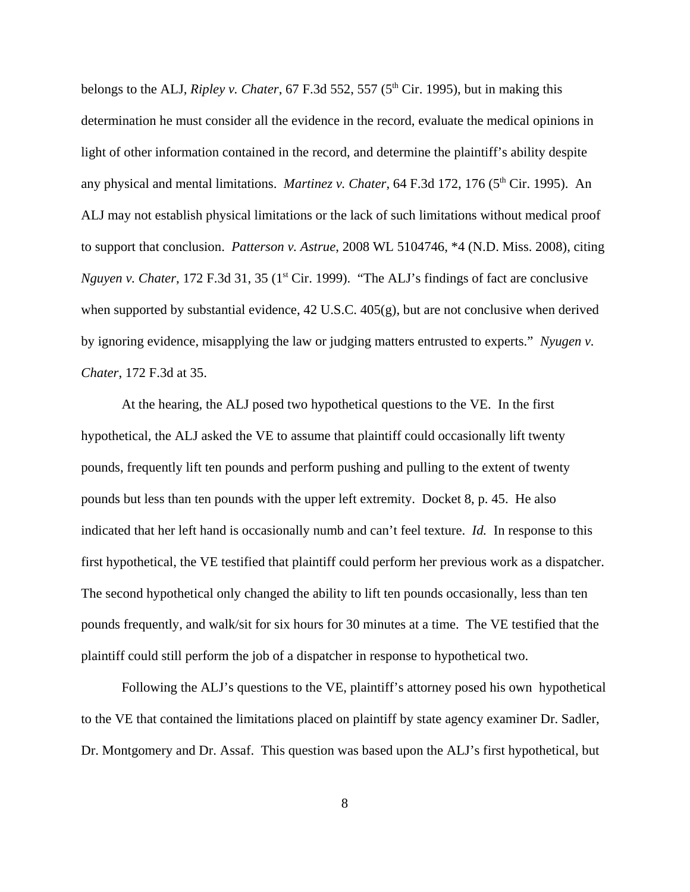belongs to the ALJ, *Ripley v. Chater*, 67 F.3d 552, 557 (5th Cir. 1995), but in making this determination he must consider all the evidence in the record, evaluate the medical opinions in light of other information contained in the record, and determine the plaintiff's ability despite any physical and mental limitations. *Martinez v. Chater*, 64 F.3d 172, 176 (5th Cir. 1995). An ALJ may not establish physical limitations or the lack of such limitations without medical proof to support that conclusion. *Patterson v. Astrue*, 2008 WL 5104746, *4 (N.D. Miss. 2008), citing *Nguyen v. Chater*, 172 F.3d 31, 35 (1st Cir. 1999). "The ALJ's findings of fact are conclusive when supported by substantial evidence, 42 U.S.C. 405(g), but are not conclusive when derived by ignoring evidence, misapplying the law or judging matters entrusted to experts." *Nyugen v. Chater*, 172 F.3d at 35.

At the hearing, the ALJ posed two hypothetical questions to the VE. In the first hypothetical, the ALJ asked the VE to assume that plaintiff could occasionally lift twenty pounds, frequently lift ten pounds and perform pushing and pulling to the extent of twenty pounds but less than ten pounds with the upper left extremity. Docket 8, p. 45. He also indicated that her left hand is occasionally numb and can't feel texture. *Id.* In response to this first hypothetical, the VE testified that plaintiff could perform her previous work as a dispatcher. The second hypothetical only changed the ability to lift ten pounds occasionally, less than ten pounds frequently, and walk/sit for six hours for 30 minutes at a time. The VE testified that the plaintiff could still perform the job of a dispatcher in response to hypothetical two.

Following the ALJ's questions to the VE, plaintiff's attorney posed his own hypothetical to the VE that contained the limitations placed on plaintiff by state agency examiner Dr. Sadler, Dr. Montgomery and Dr. Assaf. This question was based upon the ALJ's first hypothetical, but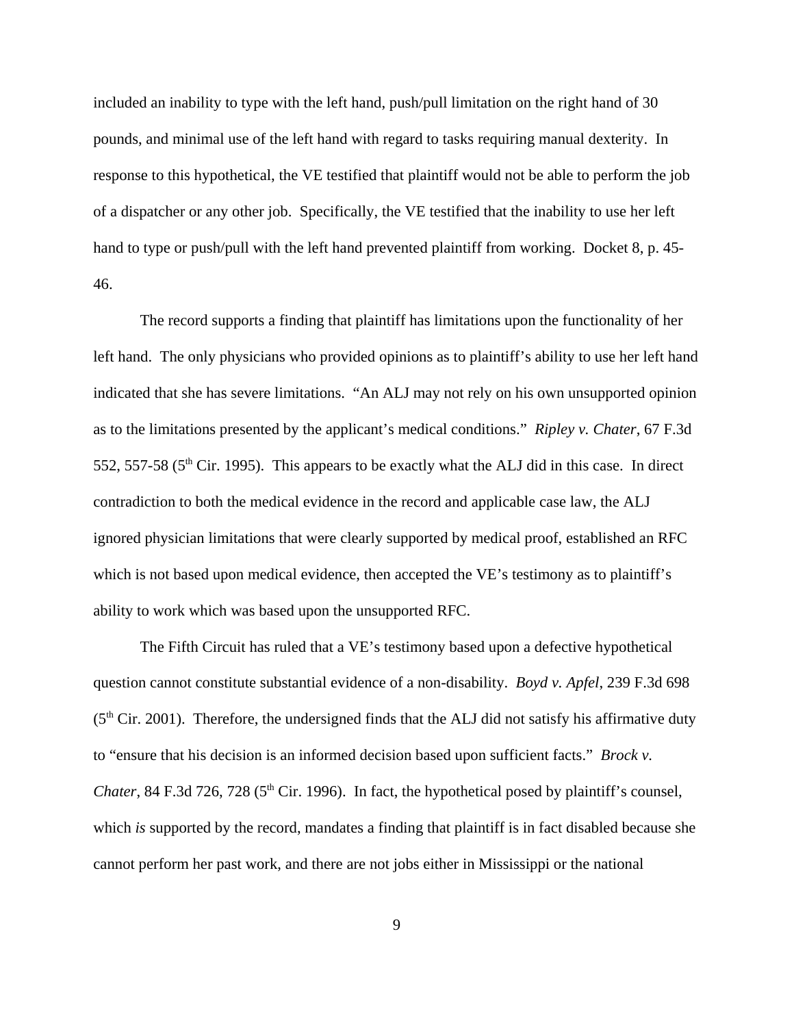included an inability to type with the left hand, push/pull limitation on the right hand of 30 pounds, and minimal use of the left hand with regard to tasks requiring manual dexterity. In response to this hypothetical, the VE testified that plaintiff would not be able to perform the job of a dispatcher or any other job. Specifically, the VE testified that the inability to use her left hand to type or push/pull with the left hand prevented plaintiff from working. Docket 8, p. 45-46.

The record supports a finding that plaintiff has limitations upon the functionality of her left hand. The only physicians who provided opinions as to plaintiff's ability to use her left hand indicated that she has severe limitations. "An ALJ may not rely on his own unsupported opinion as to the limitations presented by the applicant's medical conditions." *Ripley v. Chater*, 67 F.3d 552, 557-58 (5th Cir. 1995). This appears to be exactly what the ALJ did in this case. In direct contradiction to both the medical evidence in the record and applicable case law, the ALJ ignored physician limitations that were clearly supported by medical proof, established an RFC which is not based upon medical evidence, then accepted the VE's testimony as to plaintiff's ability to work which was based upon the unsupported RFC.

The Fifth Circuit has ruled that a VE's testimony based upon a defective hypothetical question cannot constitute substantial evidence of a non-disability. *Boyd v. Apfel*, 239 F.3d 698 (5th Cir. 2001). Therefore, the undersigned finds that the ALJ did not satisfy his affirmative duty to "ensure that his decision is an informed decision based upon sufficient facts." *Brock v. Chater*, 84 F.3d 726, 728 (5th Cir. 1996). In fact, the hypothetical posed by plaintiff's counsel, which *is* supported by the record, mandates a finding that plaintiff is in fact disabled because she cannot perform her past work, and there are not jobs either in Mississippi or the national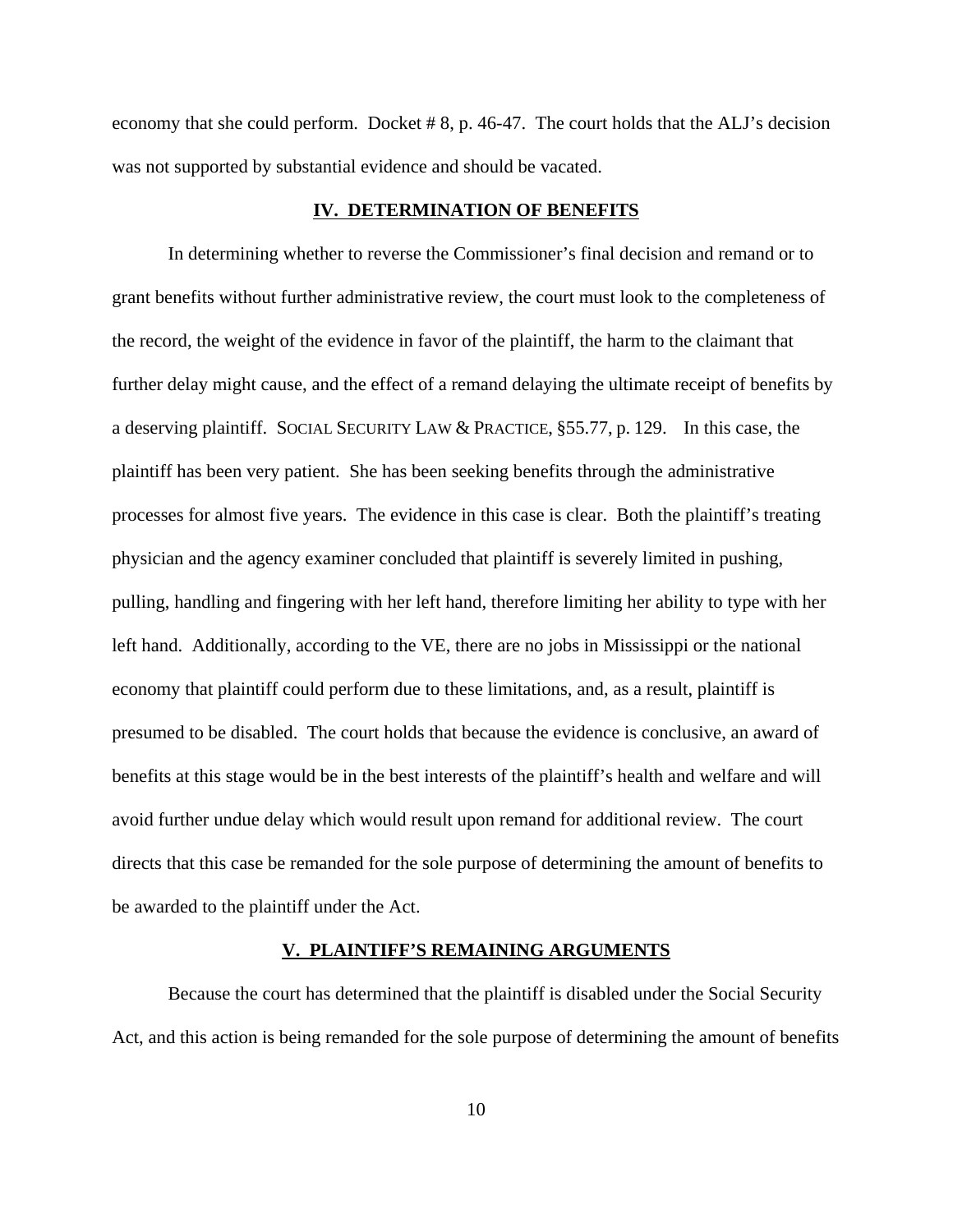economy that she could perform. Docket # 8, p. 46-47. The court holds that the ALJ's decision was not supported by substantial evidence and should be vacated.

## IV. DETERMINATION OF BENEFITS

In determining whether to reverse the Commissioner's final decision and remand or to grant benefits without further administrative review, the court must look to the completeness of the record, the weight of the evidence in favor of the plaintiff, the harm to the claimant that further delay might cause, and the effect of a remand delaying the ultimate receipt of benefits by a deserving plaintiff. SOCIAL SECURITY LAW & PRACTICE, §55.77, p. 129. In this case, the plaintiff has been very patient. She has been seeking benefits through the administrative processes for almost five years. The evidence in this case is clear. Both the plaintiff's treating physician and the agency examiner concluded that plaintiff is severely limited in pushing, pulling, handling and fingering with her left hand, therefore limiting her ability to type with her left hand. Additionally, according to the VE, there are no jobs in Mississippi or the national economy that plaintiff could perform due to these limitations, and, as a result, plaintiff is presumed to be disabled. The court holds that because the evidence is conclusive, an award of benefits at this stage would be in the best interests of the plaintiff's health and welfare and will avoid further undue delay which would result upon remand for additional review. The court directs that this case be remanded for the sole purpose of determining the amount of benefits to be awarded to the plaintiff under the Act.

## V. PLAINTIFF'S REMAINING ARGUMENTS

Because the court has determined that the plaintiff is disabled under the Social Security Act, and this action is being remanded for the sole purpose of determining the amount of benefits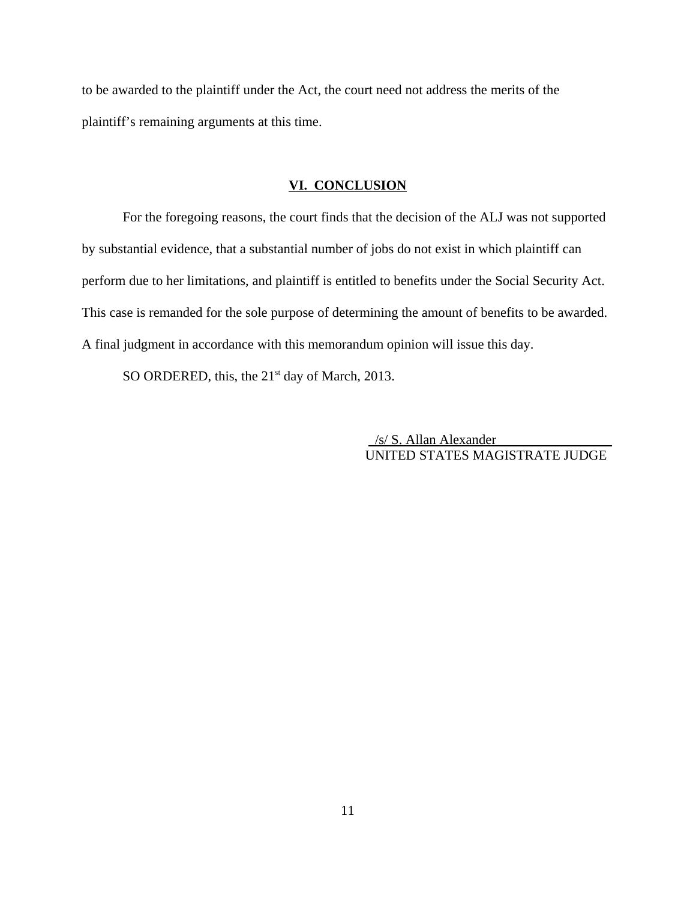to be awarded to the plaintiff under the Act, the court need not address the merits of the plaintiff's remaining arguments at this time.

## VI. CONCLUSION

For the foregoing reasons, the court finds that the decision of the ALJ was not supported by substantial evidence, that a substantial number of jobs do not exist in which plaintiff can perform due to her limitations, and plaintiff is entitled to benefits under the Social Security Act. This case is remanded for the sole purpose of determining the amount of benefits to be awarded. A final judgment in accordance with this memorandum opinion will issue this day.

SO ORDERED, this, the 21st day of March, 2013.

/s/ S. Allan Alexander
UNITED STATES MAGISTRATE JUDGE